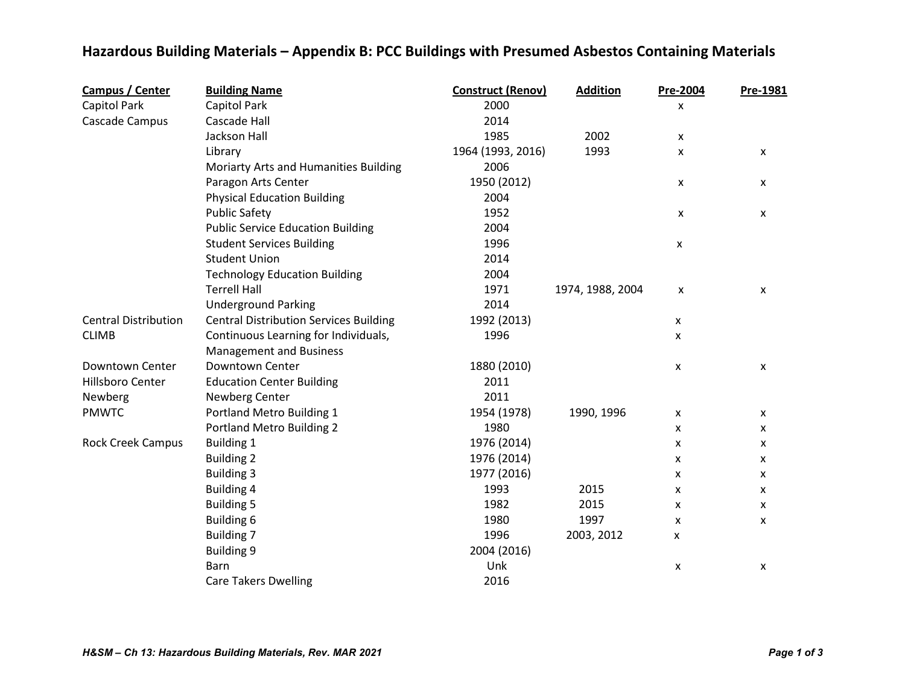# Hazardous Building Materials – Appendix B: PCC Buildings with Presumed Asbestos Containing Materials

| Campus / Center | Building Name | Construct (Renov) | Addition | Pre-2004 | Pre-1981 |
|---|---|---|---|---|---|
| Capitol Park | Capitol Park | 2000 | | x | |
| Cascade Campus | Cascade Hall | 2014 | | | |
| | Jackson Hall | 1985 | 2002 | x | |
| | Library | 1964 (1993, 2016) | 1993 | x | x |
| | Moriarty Arts and Humanities Building | 2006 | | | |
| | Paragon Arts Center | 1950 (2012) | | x | x |
| | Physical Education Building | 2004 | | | |
| | Public Safety | 1952 | | x | x |
| | Public Service Education Building | 2004 | | | |
| | Student Services Building | 1996 | | x | |
| | Student Union | 2014 | | | |
| | Technology Education Building | 2004 | | | |
| | Terrell Hall | 1971 | 1974, 1988, 2004 | x | x |
| | Underground Parking | 2014 | | | |
| Central Distribution | Central Distribution Services Building | 1992 (2013) | | x | |
| CLIMB | Continuous Learning for Individuals, Management and Business | 1996 | | x | |
| Downtown Center | Downtown Center | 1880 (2010) | | x | x |
| Hillsboro Center | Education Center Building | 2011 | | | |
| Newberg | Newberg Center | 2011 | | | |
| PMWTC | Portland Metro Building 1 | 1954 (1978) | 1990, 1996 | x | x |
| | Portland Metro Building 2 | 1980 | | x | x |
| Rock Creek Campus | Building 1 | 1976 (2014) | | x | x |
| | Building 2 | 1976 (2014) | | x | x |
| | Building 3 | 1977 (2016) | | x | x |
| | Building 4 | 1993 | 2015 | x | x |
| | Building 5 | 1982 | 2015 | x | x |
| | Building 6 | 1980 | 1997 | x | x |
| | Building 7 | 1996 | 2003, 2012 | x | |
| | Building 9 | 2004 (2016) | | | |
| | Barn | Unk | | x | x |
| | Care Takers Dwelling | 2016 | | | |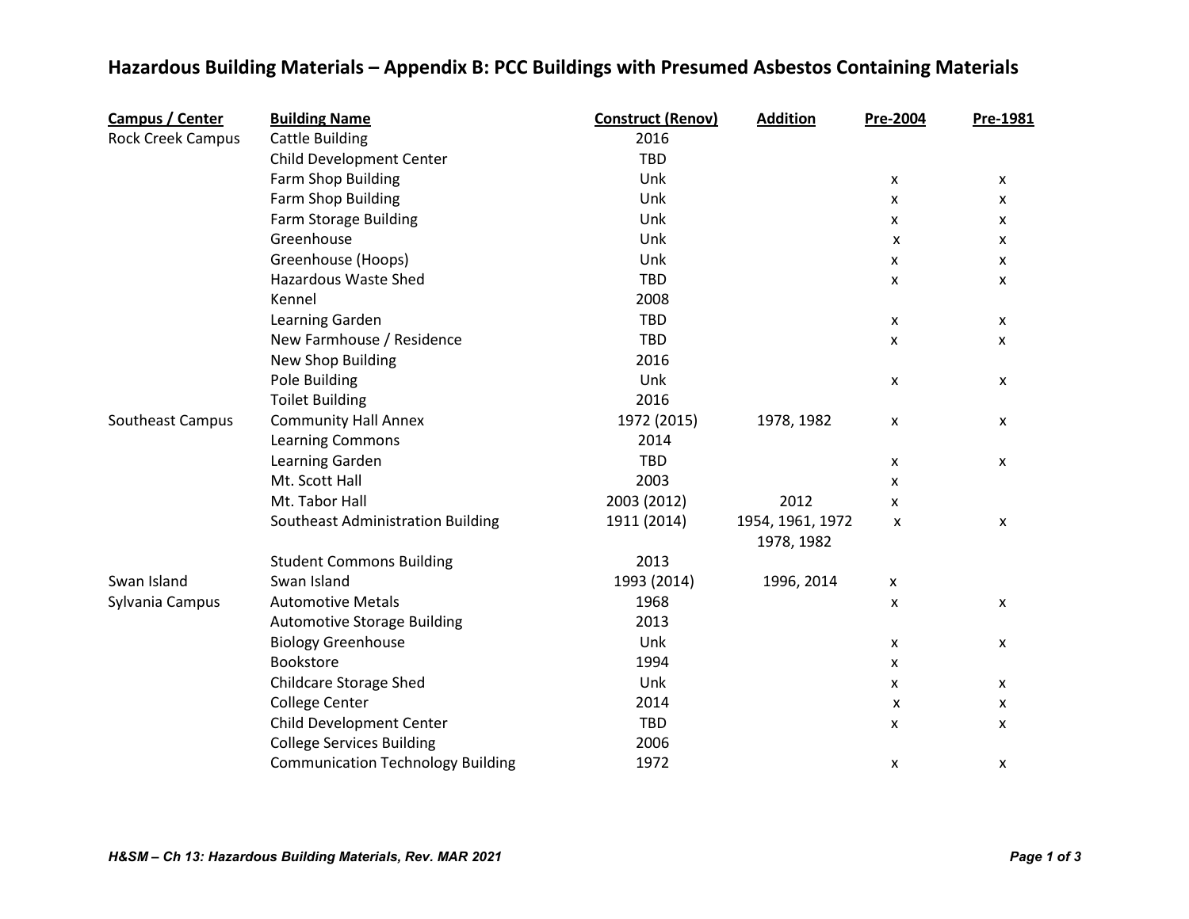# Hazardous Building Materials – Appendix B: PCC Buildings with Presumed Asbestos Containing Materials

| Campus / Center | Building Name | Construct (Renov) | Addition | Pre-2004 | Pre-1981 |
|---|---|---|---|---|---|
| Rock Creek Campus | Cattle Building | 2016 | | | |
| | Child Development Center | TBD | | | |
| | Farm Shop Building | Unk | | x | x |
| | Farm Shop Building | Unk | | x | x |
| | Farm Storage Building | Unk | | x | x |
| | Greenhouse | Unk | | x | x |
| | Greenhouse (Hoops) | Unk | | x | x |
| | Hazardous Waste Shed | TBD | | x | x |
| | Kennel | 2008 | | | |
| | Learning Garden | TBD | | x | x |
| | New Farmhouse / Residence | TBD | | x | x |
| | New Shop Building | 2016 | | | |
| | Pole Building | Unk | | x | x |
| | Toilet Building | 2016 | | | |
| Southeast Campus | Community Hall Annex | 1972 (2015) | 1978, 1982 | x | x |
| | Learning Commons | 2014 | | | |
| | Learning Garden | TBD | | x | x |
| | Mt. Scott Hall | 2003 | | x | |
| | Mt. Tabor Hall | 2003 (2012) | 2012 | x | |
| | Southeast Administration Building | 1911 (2014) | 1954, 1961, 1972 1978, 1982 | x | x |
| | Student Commons Building | 2013 | | | |
| Swan Island | Swan Island | 1993 (2014) | 1996, 2014 | x | |
| Sylvania Campus | Automotive Metals | 1968 | | x | x |
| | Automotive Storage Building | 2013 | | | |
| | Biology Greenhouse | Unk | | x | x |
| | Bookstore | 1994 | | x | |
| | Childcare Storage Shed | Unk | | x | x |
| | College Center | 2014 | | x | x |
| | Child Development Center | TBD | | x | x |
| | College Services Building | 2006 | | | |
| | Communication Technology Building | 1972 | | x | x |

*H&SM – Ch 13: Hazardous Building Materials, Rev. MAR 2021*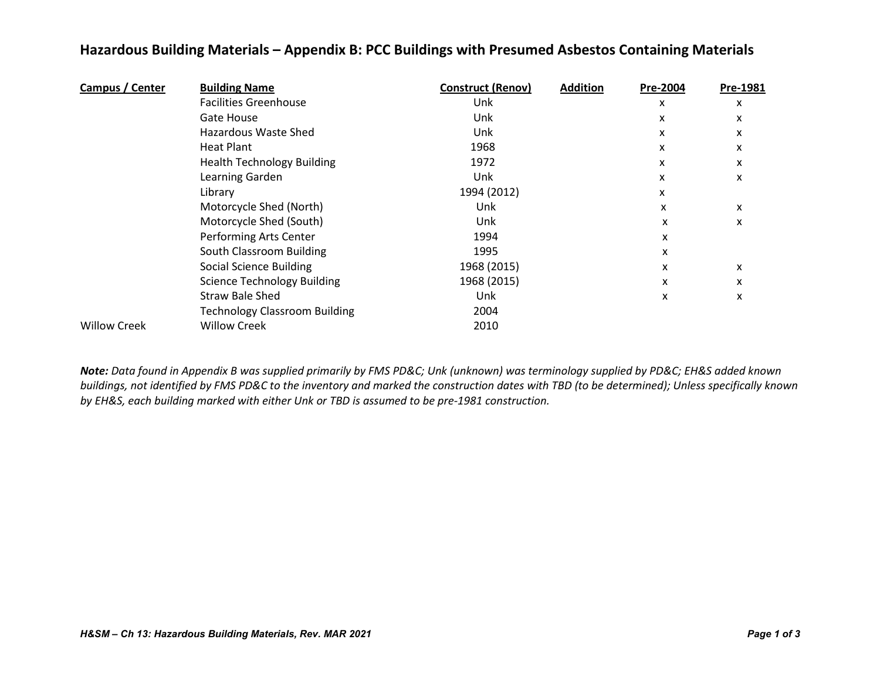## Hazardous Building Materials – Appendix B: PCC Buildings with Presumed Asbestos Containing Materials

| Campus / Center | Building Name | Construct (Renov) | Addition | Pre-2004 | Pre-1981 |
|---|---|---|---|---|---|
| | Facilities Greenhouse | Unk | | x | x |
| | Gate House | Unk | | x | x |
| | Hazardous Waste Shed | Unk | | x | x |
| | Heat Plant | 1968 | | x | x |
| | Health Technology Building | 1972 | | x | x |
| | Learning Garden | Unk | | x | x |
| | Library | 1994 (2012) | | x | |
| | Motorcycle Shed (North) | Unk | | x | x |
| | Motorcycle Shed (South) | Unk | | x | x |
| | Performing Arts Center | 1994 | | x | |
| | South Classroom Building | 1995 | | x | |
| | Social Science Building | 1968 (2015) | | x | x |
| | Science Technology Building | 1968 (2015) | | x | x |
| | Straw Bale Shed | Unk | | x | x |
| | Technology Classroom Building | 2004 | | | |
| Willow Creek | Willow Creek | 2010 | | | |

***Note:*** *Data found in Appendix B was supplied primarily by FMS PD&C; Unk (unknown) was terminology supplied by PD&C; EH&S added known buildings, not identified by FMS PD&C to the inventory and marked the construction dates with TBD (to be determined); Unless specifically known by EH&S, each building marked with either Unk or TBD is assumed to be pre-1981 construction.*